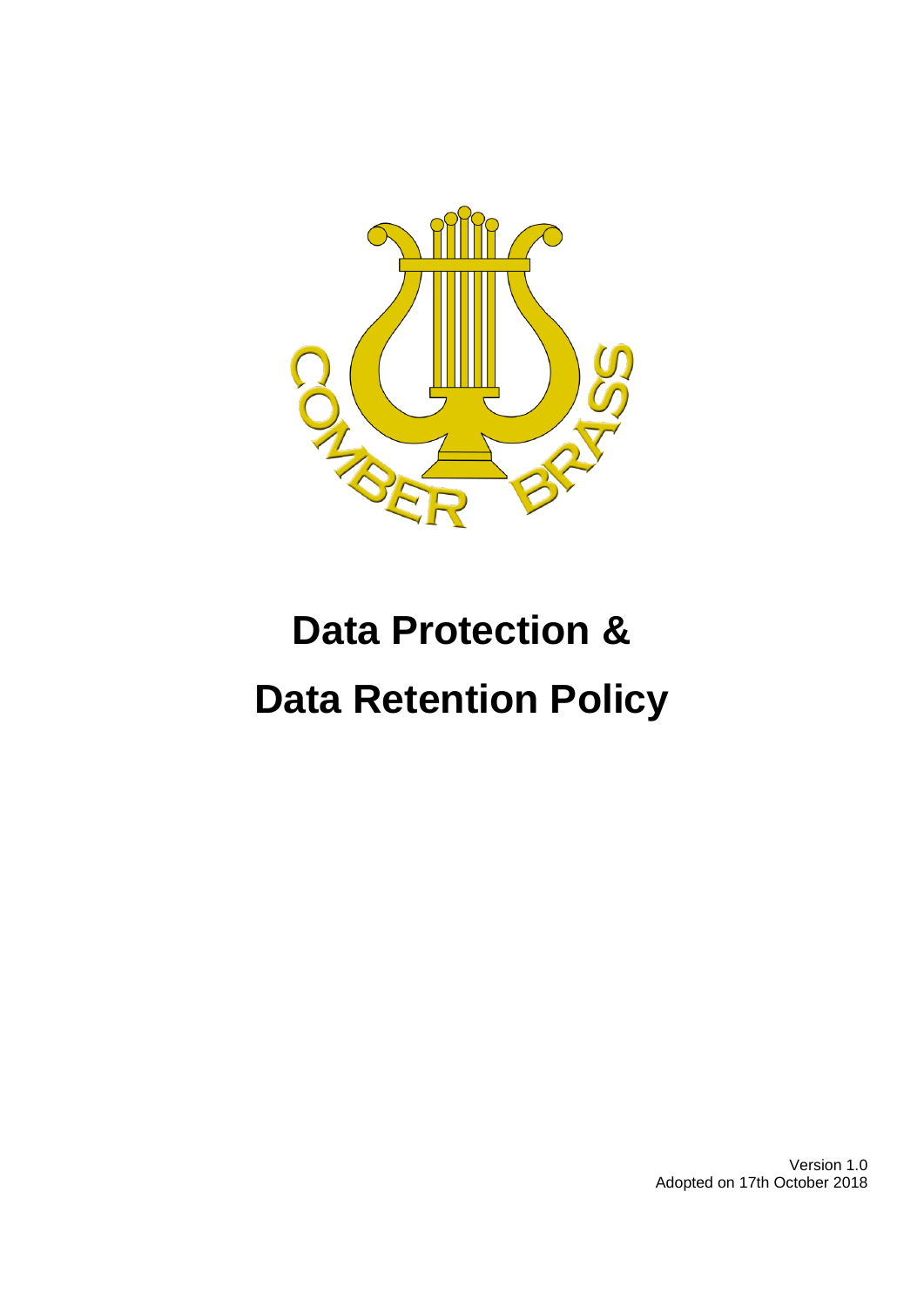# Data Protection & Data Retention Policy

Version 1.0
Adopted on 17th October 2018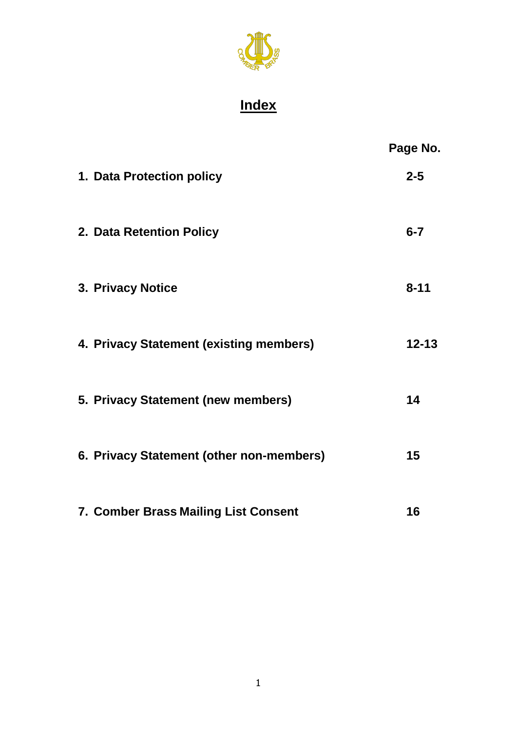# Index

| | Page No. |
|---|---|
| **1. Data Protection policy** | **2-5** |
| **2. Data Retention Policy** | **6-7** |
| **3. Privacy Notice** | **8-11** |
| **4. Privacy Statement (existing members)** | **12-13** |
| **5. Privacy Statement (new members)** | **14** |
| **6. Privacy Statement (other non-members)** | **15** |
| **7. Comber Brass Mailing List Consent** | **16** |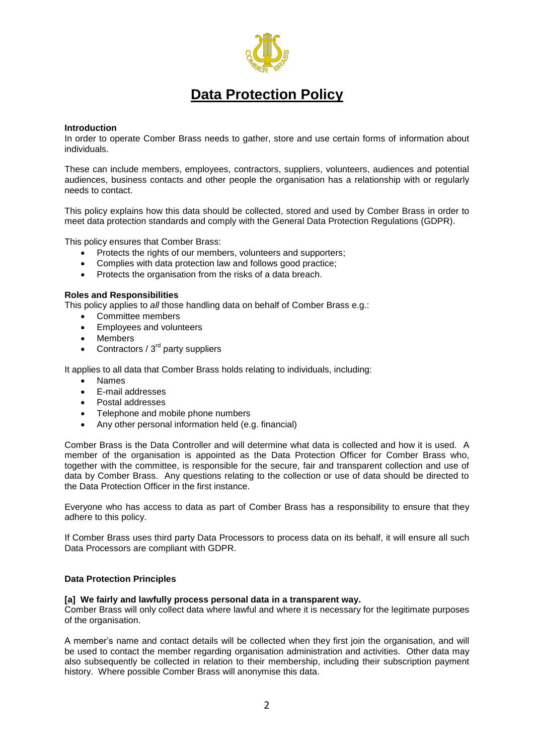# Data Protection Policy

**Introduction**

In order to operate Comber Brass needs to gather, store and use certain forms of information about individuals.

These can include members, employees, contractors, suppliers, volunteers, audiences and potential audiences, business contacts and other people the organisation has a relationship with or regularly needs to contact.

This policy explains how this data should be collected, stored and used by Comber Brass in order to meet data protection standards and comply with the General Data Protection Regulations (GDPR).

This policy ensures that Comber Brass:

- Protects the rights of our members, volunteers and supporters;
- Complies with data protection law and follows good practice;
- Protects the organisation from the risks of a data breach.

**Roles and Responsibilities**

This policy applies to *all* those handling data on behalf of Comber Brass e.g.:

- Committee members
- Employees and volunteers
- Members
- Contractors / 3rd party suppliers

It applies to all data that Comber Brass holds relating to individuals, including:

- Names
- E-mail addresses
- Postal addresses
- Telephone and mobile phone numbers
- Any other personal information held (e.g. financial)

Comber Brass is the Data Controller and will determine what data is collected and how it is used. A member of the organisation is appointed as the Data Protection Officer for Comber Brass who, together with the committee, is responsible for the secure, fair and transparent collection and use of data by Comber Brass. Any questions relating to the collection or use of data should be directed to the Data Protection Officer in the first instance.

Everyone who has access to data as part of Comber Brass has a responsibility to ensure that they adhere to this policy.

If Comber Brass uses third party Data Processors to process data on its behalf, it will ensure all such Data Processors are compliant with GDPR.

**Data Protection Principles**

**[a] We fairly and lawfully process personal data in a transparent way.**

Comber Brass will only collect data where lawful and where it is necessary for the legitimate purposes of the organisation.

A member's name and contact details will be collected when they first join the organisation, and will be used to contact the member regarding organisation administration and activities. Other data may also subsequently be collected in relation to their membership, including their subscription payment history. Where possible Comber Brass will anonymise this data.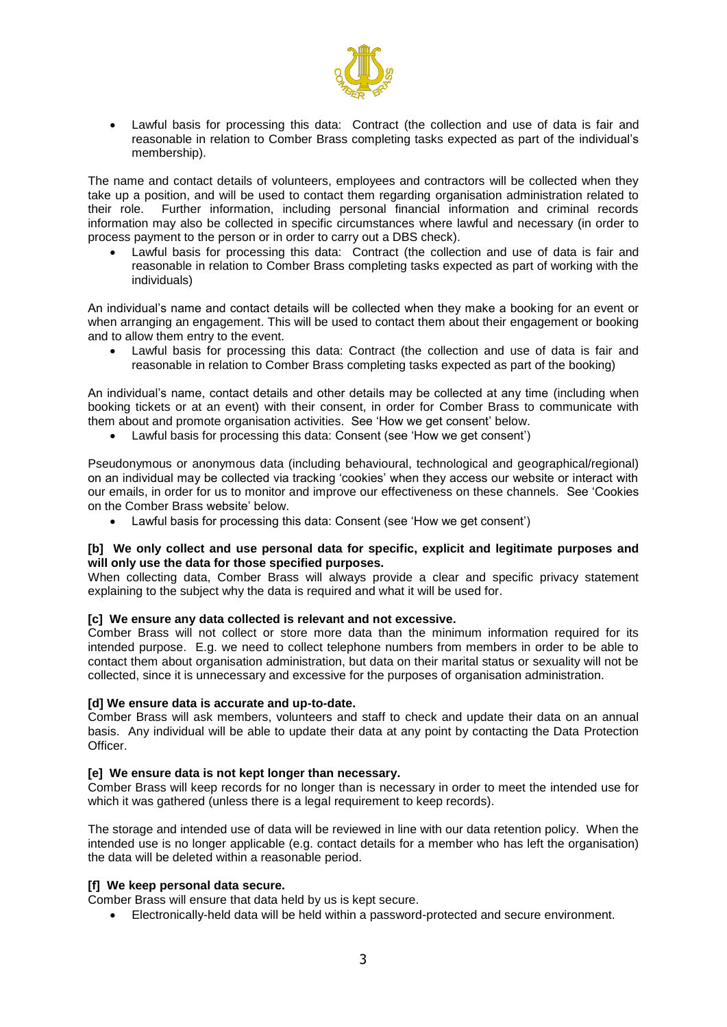- Lawful basis for processing this data: Contract (the collection and use of data is fair and reasonable in relation to Comber Brass completing tasks expected as part of the individual's membership).

The name and contact details of volunteers, employees and contractors will be collected when they take up a position, and will be used to contact them regarding organisation administration related to their role. Further information, including personal financial information and criminal records information may also be collected in specific circumstances where lawful and necessary (in order to process payment to the person or in order to carry out a DBS check).

- Lawful basis for processing this data: Contract (the collection and use of data is fair and reasonable in relation to Comber Brass completing tasks expected as part of working with the individuals)

An individual's name and contact details will be collected when they make a booking for an event or when arranging an engagement. This will be used to contact them about their engagement or booking and to allow them entry to the event.

- Lawful basis for processing this data: Contract (the collection and use of data is fair and reasonable in relation to Comber Brass completing tasks expected as part of the booking)

An individual's name, contact details and other details may be collected at any time (including when booking tickets or at an event) with their consent, in order for Comber Brass to communicate with them about and promote organisation activities. See 'How we get consent' below.

- Lawful basis for processing this data: Consent (see 'How we get consent')

Pseudonymous or anonymous data (including behavioural, technological and geographical/regional) on an individual may be collected via tracking 'cookies' when they access our website or interact with our emails, in order for us to monitor and improve our effectiveness on these channels. See 'Cookies on the Comber Brass website' below.

- Lawful basis for processing this data: Consent (see 'How we get consent')

**[b] We only collect and use personal data for specific, explicit and legitimate purposes and will only use the data for those specified purposes.**

When collecting data, Comber Brass will always provide a clear and specific privacy statement explaining to the subject why the data is required and what it will be used for.

**[c] We ensure any data collected is relevant and not excessive.**

Comber Brass will not collect or store more data than the minimum information required for its intended purpose. E.g. we need to collect telephone numbers from members in order to be able to contact them about organisation administration, but data on their marital status or sexuality will not be collected, since it is unnecessary and excessive for the purposes of organisation administration.

**[d] We ensure data is accurate and up-to-date.**

Comber Brass will ask members, volunteers and staff to check and update their data on an annual basis. Any individual will be able to update their data at any point by contacting the Data Protection Officer.

**[e] We ensure data is not kept longer than necessary.**

Comber Brass will keep records for no longer than is necessary in order to meet the intended use for which it was gathered (unless there is a legal requirement to keep records).

The storage and intended use of data will be reviewed in line with our data retention policy. When the intended use is no longer applicable (e.g. contact details for a member who has left the organisation) the data will be deleted within a reasonable period.

**[f] We keep personal data secure.**

Comber Brass will ensure that data held by us is kept secure.

- Electronically-held data will be held within a password-protected and secure environment.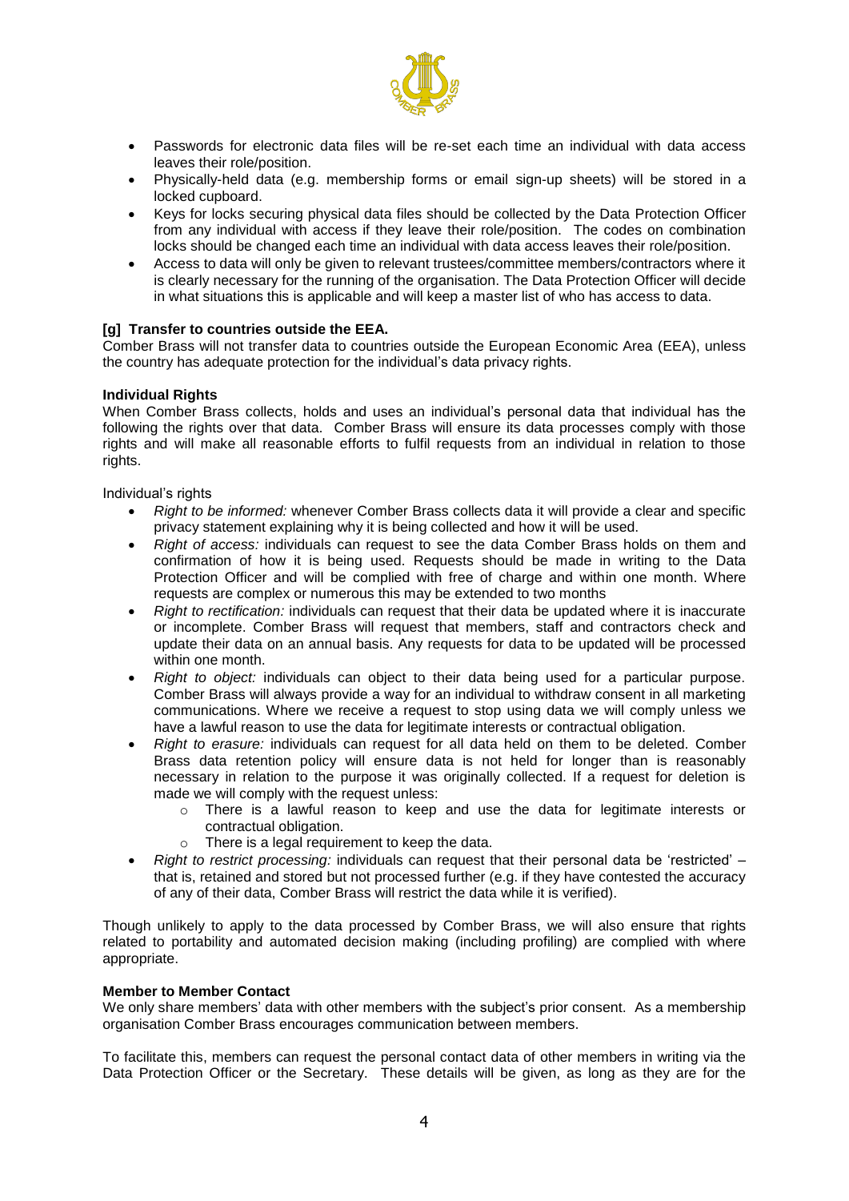- Passwords for electronic data files will be re-set each time an individual with data access leaves their role/position.
- Physically-held data (e.g. membership forms or email sign-up sheets) will be stored in a locked cupboard.
- Keys for locks securing physical data files should be collected by the Data Protection Officer from any individual with access if they leave their role/position. The codes on combination locks should be changed each time an individual with data access leaves their role/position.
- Access to data will only be given to relevant trustees/committee members/contractors where it is clearly necessary for the running of the organisation. The Data Protection Officer will decide in what situations this is applicable and will keep a master list of who has access to data.

**[g] Transfer to countries outside the EEA.**

Comber Brass will not transfer data to countries outside the European Economic Area (EEA), unless the country has adequate protection for the individual's data privacy rights.

**Individual Rights**

When Comber Brass collects, holds and uses an individual's personal data that individual has the following rights over that data. Comber Brass will ensure its data processes comply with those rights and will make all reasonable efforts to fulfil requests from an individual in relation to those rights.

Individual's rights

- *Right to be informed:* whenever Comber Brass collects data it will provide a clear and specific privacy statement explaining why it is being collected and how it will be used.
- *Right of access:* individuals can request to see the data Comber Brass holds on them and confirmation of how it is being used. Requests should be made in writing to the Data Protection Officer and will be complied with free of charge and within one month. Where requests are complex or numerous this may be extended to two months
- *Right to rectification:* individuals can request that their data be updated where it is inaccurate or incomplete. Comber Brass will request that members, staff and contractors check and update their data on an annual basis. Any requests for data to be updated will be processed within one month.
- *Right to object:* individuals can object to their data being used for a particular purpose. Comber Brass will always provide a way for an individual to withdraw consent in all marketing communications. Where we receive a request to stop using data we will comply unless we have a lawful reason to use the data for legitimate interests or contractual obligation.
- *Right to erasure:* individuals can request for all data held on them to be deleted. Comber Brass data retention policy will ensure data is not held for longer than is reasonably necessary in relation to the purpose it was originally collected. If a request for deletion is made we will comply with the request unless:
  - There is a lawful reason to keep and use the data for legitimate interests or contractual obligation.
  - There is a legal requirement to keep the data.
- *Right to restrict processing:* individuals can request that their personal data be 'restricted' – that is, retained and stored but not processed further (e.g. if they have contested the accuracy of any of their data, Comber Brass will restrict the data while it is verified).

Though unlikely to apply to the data processed by Comber Brass, we will also ensure that rights related to portability and automated decision making (including profiling) are complied with where appropriate.

**Member to Member Contact**

We only share members' data with other members with the subject's prior consent. As a membership organisation Comber Brass encourages communication between members.

To facilitate this, members can request the personal contact data of other members in writing via the Data Protection Officer or the Secretary. These details will be given, as long as they are for the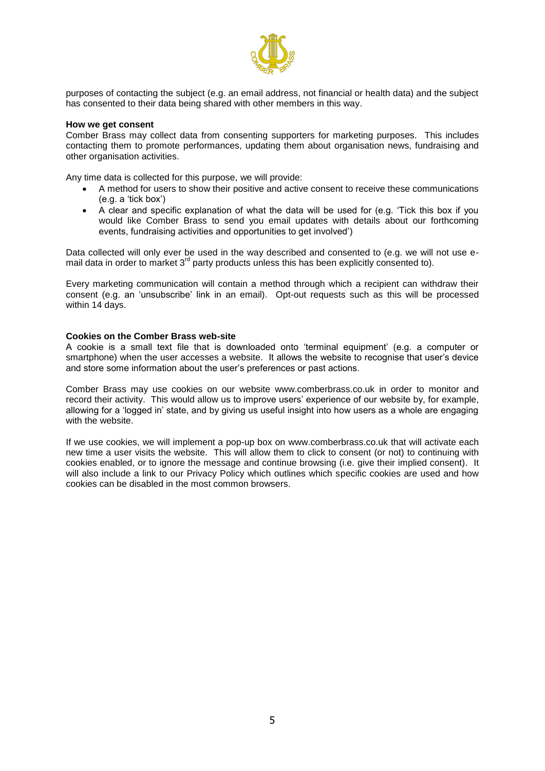purposes of contacting the subject (e.g. an email address, not financial or health data) and the subject has consented to their data being shared with other members in this way.

**How we get consent**

Comber Brass may collect data from consenting supporters for marketing purposes. This includes contacting them to promote performances, updating them about organisation news, fundraising and other organisation activities.

Any time data is collected for this purpose, we will provide:

- A method for users to show their positive and active consent to receive these communications (e.g. a 'tick box')
- A clear and specific explanation of what the data will be used for (e.g. 'Tick this box if you would like Comber Brass to send you email updates with details about our forthcoming events, fundraising activities and opportunities to get involved')

Data collected will only ever be used in the way described and consented to (e.g. we will not use e-mail data in order to market 3rd party products unless this has been explicitly consented to).

Every marketing communication will contain a method through which a recipient can withdraw their consent (e.g. an 'unsubscribe' link in an email). Opt-out requests such as this will be processed within 14 days.

**Cookies on the Comber Brass web-site**

A cookie is a small text file that is downloaded onto 'terminal equipment' (e.g. a computer or smartphone) when the user accesses a website. It allows the website to recognise that user's device and store some information about the user's preferences or past actions.

Comber Brass may use cookies on our website www.comberbrass.co.uk in order to monitor and record their activity. This would allow us to improve users' experience of our website by, for example, allowing for a 'logged in' state, and by giving us useful insight into how users as a whole are engaging with the website.

If we use cookies, we will implement a pop-up box on www.comberbrass.co.uk that will activate each new time a user visits the website. This will allow them to click to consent (or not) to continuing with cookies enabled, or to ignore the message and continue browsing (i.e. give their implied consent). It will also include a link to our Privacy Policy which outlines which specific cookies are used and how cookies can be disabled in the most common browsers.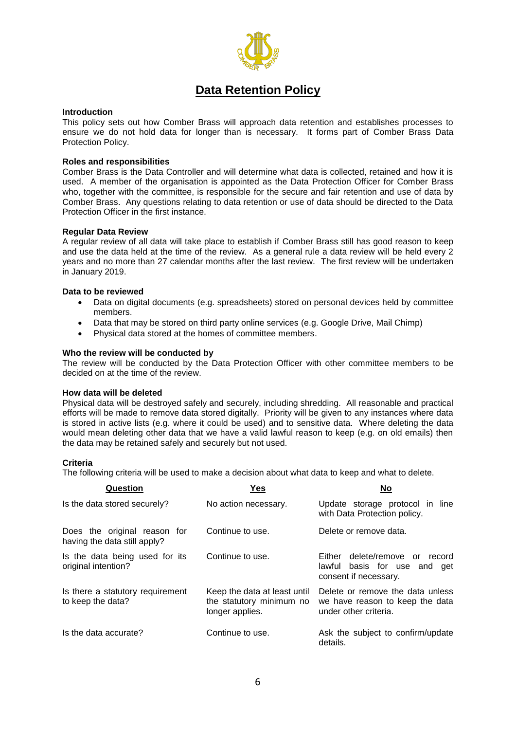# Data Retention Policy

**Introduction**

This policy sets out how Comber Brass will approach data retention and establishes processes to ensure we do not hold data for longer than is necessary. It forms part of Comber Brass Data Protection Policy.

**Roles and responsibilities**

Comber Brass is the Data Controller and will determine what data is collected, retained and how it is used. A member of the organisation is appointed as the Data Protection Officer for Comber Brass who, together with the committee, is responsible for the secure and fair retention and use of data by Comber Brass. Any questions relating to data retention or use of data should be directed to the Data Protection Officer in the first instance.

**Regular Data Review**

A regular review of all data will take place to establish if Comber Brass still has good reason to keep and use the data held at the time of the review. As a general rule a data review will be held every 2 years and no more than 27 calendar months after the last review. The first review will be undertaken in January 2019.

**Data to be reviewed**

- Data on digital documents (e.g. spreadsheets) stored on personal devices held by committee members.
- Data that may be stored on third party online services (e.g. Google Drive, Mail Chimp)
- Physical data stored at the homes of committee members.

**Who the review will be conducted by**

The review will be conducted by the Data Protection Officer with other committee members to be decided on at the time of the review.

**How data will be deleted**

Physical data will be destroyed safely and securely, including shredding. All reasonable and practical efforts will be made to remove data stored digitally. Priority will be given to any instances where data is stored in active lists (e.g. where it could be used) and to sensitive data. Where deleting the data would mean deleting other data that we have a valid lawful reason to keep (e.g. on old emails) then the data may be retained safely and securely but not used.

**Criteria**

The following criteria will be used to make a decision about what data to keep and what to delete.

| Question | Yes | No |
|---|---|---|
| Is the data stored securely? | No action necessary. | Update storage protocol in line with Data Protection policy. |
| Does the original reason for having the data still apply? | Continue to use. | Delete or remove data. |
| Is the data being used for its original intention? | Continue to use. | Either delete/remove or record lawful basis for use and get consent if necessary. |
| Is there a statutory requirement to keep the data? | Keep the data at least until the statutory minimum no longer applies. | Delete or remove the data unless we have reason to keep the data under other criteria. |
| Is the data accurate? | Continue to use. | Ask the subject to confirm/update details. |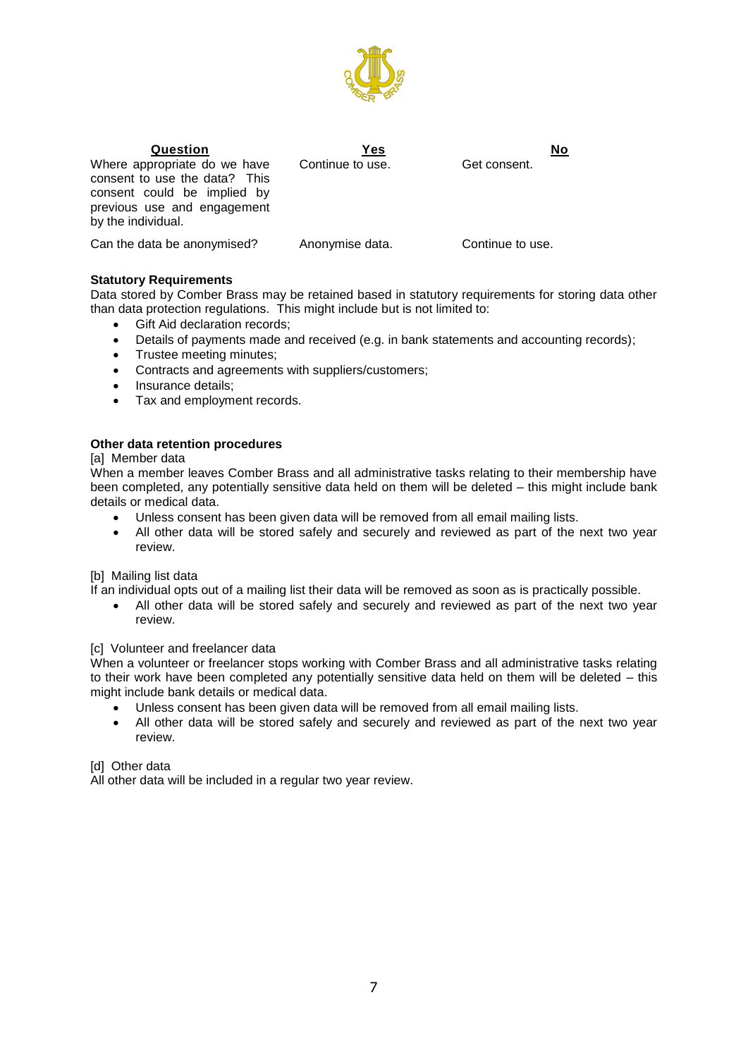| Question | Yes | No |
| --- | --- | --- |
| Where appropriate do we have consent to use the data? This consent could be implied by previous use and engagement by the individual. | Continue to use. | Get consent. |
| Can the data be anonymised? | Anonymise data. | Continue to use. |

**Statutory Requirements**

Data stored by Comber Brass may be retained based in statutory requirements for storing data other than data protection regulations. This might include but is not limited to:

- Gift Aid declaration records;
- Details of payments made and received (e.g. in bank statements and accounting records);
- Trustee meeting minutes;
- Contracts and agreements with suppliers/customers;
- Insurance details;
- Tax and employment records.

**Other data retention procedures**

[a] Member data

When a member leaves Comber Brass and all administrative tasks relating to their membership have been completed, any potentially sensitive data held on them will be deleted – this might include bank details or medical data.

- Unless consent has been given data will be removed from all email mailing lists.
- All other data will be stored safely and securely and reviewed as part of the next two year review.

[b] Mailing list data

If an individual opts out of a mailing list their data will be removed as soon as is practically possible.

- All other data will be stored safely and securely and reviewed as part of the next two year review.

[c] Volunteer and freelancer data

When a volunteer or freelancer stops working with Comber Brass and all administrative tasks relating to their work have been completed any potentially sensitive data held on them will be deleted – this might include bank details or medical data.

- Unless consent has been given data will be removed from all email mailing lists.
- All other data will be stored safely and securely and reviewed as part of the next two year review.

[d] Other data

All other data will be included in a regular two year review.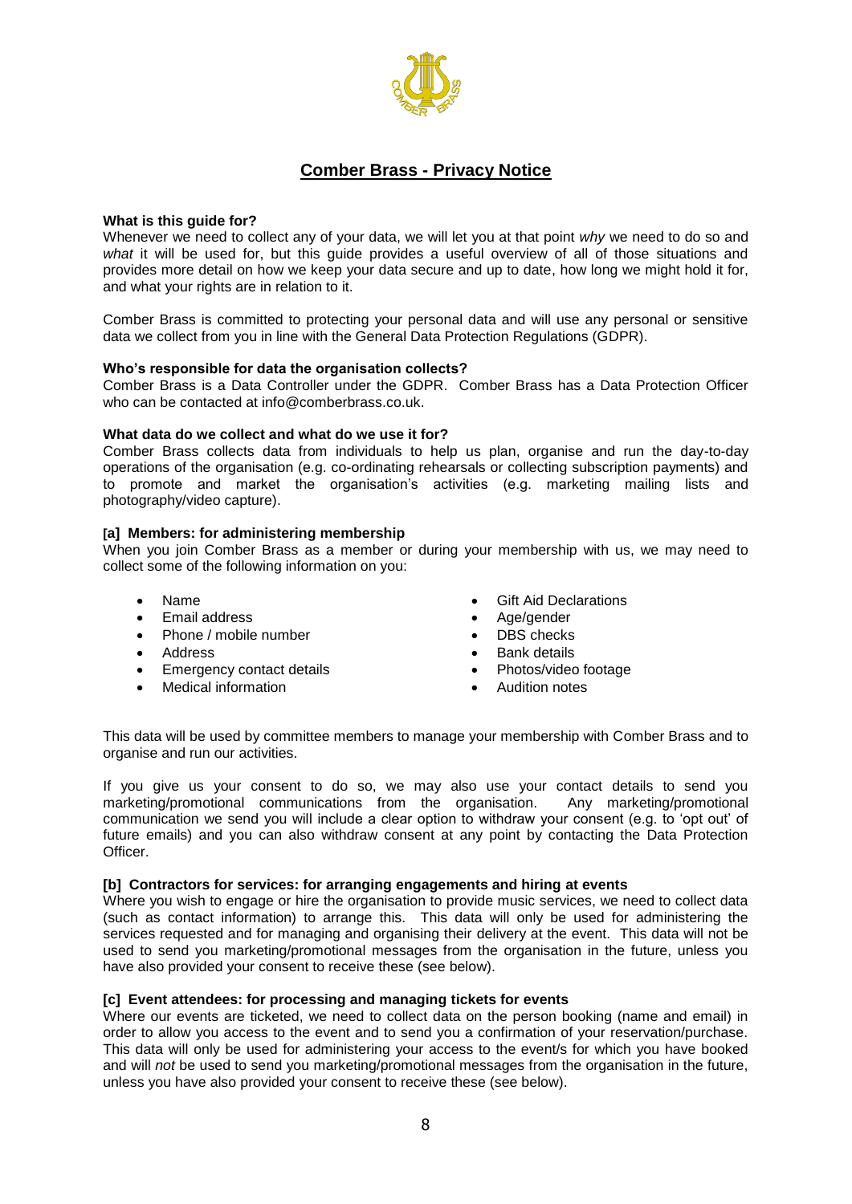## Comber Brass - Privacy Notice

**What is this guide for?**
Whenever we need to collect any of your data, we will let you at that point *why* we need to do so and *what* it will be used for, but this guide provides a useful overview of all of those situations and provides more detail on how we keep your data secure and up to date, how long we might hold it for, and what your rights are in relation to it.

Comber Brass is committed to protecting your personal data and will use any personal or sensitive data we collect from you in line with the General Data Protection Regulations (GDPR).

**Who's responsible for data the organisation collects?**
Comber Brass is a Data Controller under the GDPR. Comber Brass has a Data Protection Officer who can be contacted at info@comberbrass.co.uk.

**What data do we collect and what do we use it for?**
Comber Brass collects data from individuals to help us plan, organise and run the day-to-day operations of the organisation (e.g. co-ordinating rehearsals or collecting subscription payments) and to promote and market the organisation's activities (e.g. marketing mailing lists and photography/video capture).

**[a] Members: for administering membership**
When you join Comber Brass as a member or during your membership with us, we may need to collect some of the following information on you:

- Name
- Email address
- Phone / mobile number
- Address
- Emergency contact details
- Medical information
- Gift Aid Declarations
- Age/gender
- DBS checks
- Bank details
- Photos/video footage
- Audition notes

This data will be used by committee members to manage your membership with Comber Brass and to organise and run our activities.

If you give us your consent to do so, we may also use your contact details to send you marketing/promotional communications from the organisation. Any marketing/promotional communication we send you will include a clear option to withdraw your consent (e.g. to 'opt out' of future emails) and you can also withdraw consent at any point by contacting the Data Protection Officer.

**[b] Contractors for services: for arranging engagements and hiring at events**
Where you wish to engage or hire the organisation to provide music services, we need to collect data (such as contact information) to arrange this. This data will only be used for administering the services requested and for managing and organising their delivery at the event. This data will not be used to send you marketing/promotional messages from the organisation in the future, unless you have also provided your consent to receive these (see below).

**[c] Event attendees: for processing and managing tickets for events**
Where our events are ticketed, we need to collect data on the person booking (name and email) in order to allow you access to the event and to send you a confirmation of your reservation/purchase. This data will only be used for administering your access to the event/s for which you have booked and will *not* be used to send you marketing/promotional messages from the organisation in the future, unless you have also provided your consent to receive these (see below).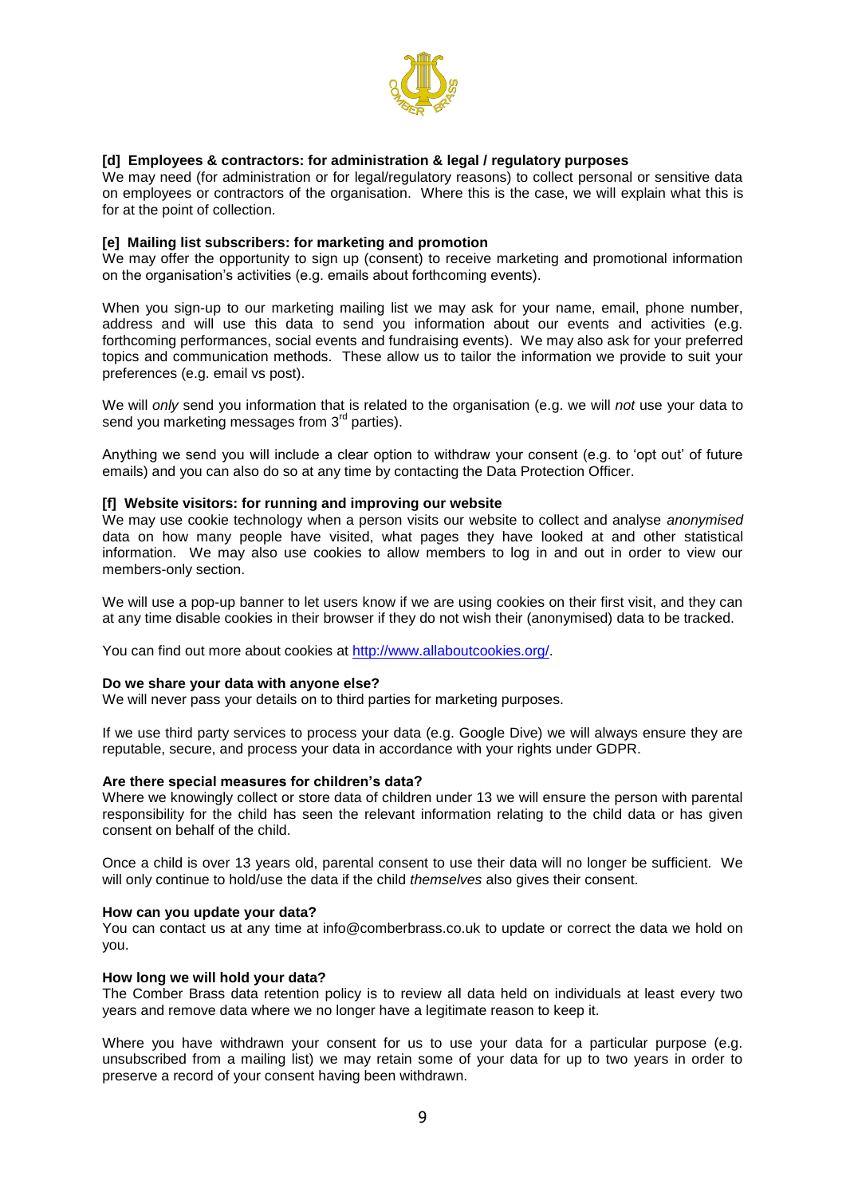**[d] Employees & contractors: for administration & legal / regulatory purposes**
We may need (for administration or for legal/regulatory reasons) to collect personal or sensitive data on employees or contractors of the organisation. Where this is the case, we will explain what this is for at the point of collection.

**[e] Mailing list subscribers: for marketing and promotion**
We may offer the opportunity to sign up (consent) to receive marketing and promotional information on the organisation's activities (e.g. emails about forthcoming events).

When you sign-up to our marketing mailing list we may ask for your name, email, phone number, address and will use this data to send you information about our events and activities (e.g. forthcoming performances, social events and fundraising events). We may also ask for your preferred topics and communication methods. These allow us to tailor the information we provide to suit your preferences (e.g. email vs post).

We will *only* send you information that is related to the organisation (e.g. we will *not* use your data to send you marketing messages from 3rd parties).

Anything we send you will include a clear option to withdraw your consent (e.g. to 'opt out' of future emails) and you can also do so at any time by contacting the Data Protection Officer.

**[f] Website visitors: for running and improving our website**
We may use cookie technology when a person visits our website to collect and analyse *anonymised* data on how many people have visited, what pages they have looked at and other statistical information. We may also use cookies to allow members to log in and out in order to view our members-only section.

We will use a pop-up banner to let users know if we are using cookies on their first visit, and they can at any time disable cookies in their browser if they do not wish their (anonymised) data to be tracked.

You can find out more about cookies at http://www.allaboutcookies.org/.

**Do we share your data with anyone else?**
We will never pass your details on to third parties for marketing purposes.

If we use third party services to process your data (e.g. Google Dive) we will always ensure they are reputable, secure, and process your data in accordance with your rights under GDPR.

**Are there special measures for children's data?**
Where we knowingly collect or store data of children under 13 we will ensure the person with parental responsibility for the child has seen the relevant information relating to the child data or has given consent on behalf of the child.

Once a child is over 13 years old, parental consent to use their data will no longer be sufficient. We will only continue to hold/use the data if the child *themselves* also gives their consent.

**How can you update your data?**
You can contact us at any time at info@comberbrass.co.uk to update or correct the data we hold on you.

**How long we will hold your data?**
The Comber Brass data retention policy is to review all data held on individuals at least every two years and remove data where we no longer have a legitimate reason to keep it.

Where you have withdrawn your consent for us to use your data for a particular purpose (e.g. unsubscribed from a mailing list) we may retain some of your data for up to two years in order to preserve a record of your consent having been withdrawn.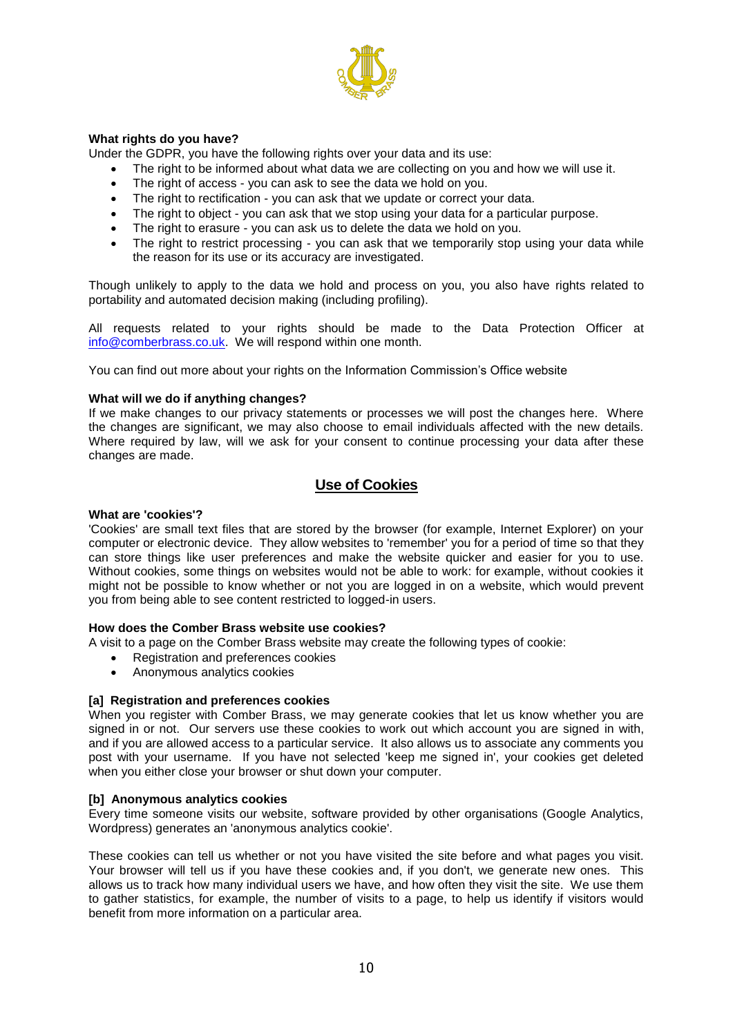**What rights do you have?**

Under the GDPR, you have the following rights over your data and its use:

- The right to be informed about what data we are collecting on you and how we will use it.
- The right of access - you can ask to see the data we hold on you.
- The right to rectification - you can ask that we update or correct your data.
- The right to object - you can ask that we stop using your data for a particular purpose.
- The right to erasure - you can ask us to delete the data we hold on you.
- The right to restrict processing - you can ask that we temporarily stop using your data while the reason for its use or its accuracy are investigated.

Though unlikely to apply to the data we hold and process on you, you also have rights related to portability and automated decision making (including profiling).

All requests related to your rights should be made to the Data Protection Officer at info@comberbrass.co.uk. We will respond within one month.

You can find out more about your rights on the Information Commission's Office website

**What will we do if anything changes?**

If we make changes to our privacy statements or processes we will post the changes here. Where the changes are significant, we may also choose to email individuals affected with the new details. Where required by law, will we ask for your consent to continue processing your data after these changes are made.

## Use of Cookies

**What are 'cookies'?**

'Cookies' are small text files that are stored by the browser (for example, Internet Explorer) on your computer or electronic device. They allow websites to 'remember' you for a period of time so that they can store things like user preferences and make the website quicker and easier for you to use. Without cookies, some things on websites would not be able to work: for example, without cookies it might not be possible to know whether or not you are logged in on a website, which would prevent you from being able to see content restricted to logged-in users.

**How does the Comber Brass website use cookies?**

A visit to a page on the Comber Brass website may create the following types of cookie:

- Registration and preferences cookies
- Anonymous analytics cookies

**[a] Registration and preferences cookies**

When you register with Comber Brass, we may generate cookies that let us know whether you are signed in or not. Our servers use these cookies to work out which account you are signed in with, and if you are allowed access to a particular service. It also allows us to associate any comments you post with your username. If you have not selected 'keep me signed in', your cookies get deleted when you either close your browser or shut down your computer.

**[b] Anonymous analytics cookies**

Every time someone visits our website, software provided by other organisations (Google Analytics, Wordpress) generates an 'anonymous analytics cookie'.

These cookies can tell us whether or not you have visited the site before and what pages you visit. Your browser will tell us if you have these cookies and, if you don't, we generate new ones. This allows us to track how many individual users we have, and how often they visit the site. We use them to gather statistics, for example, the number of visits to a page, to help us identify if visitors would benefit from more information on a particular area.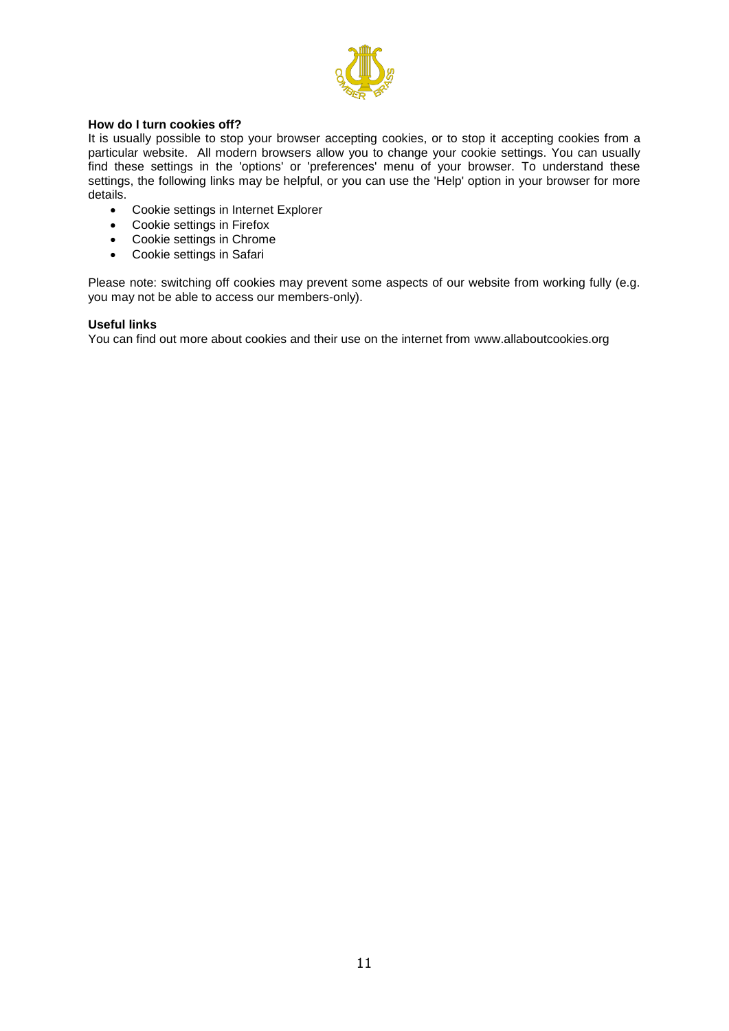**How do I turn cookies off?**

It is usually possible to stop your browser accepting cookies, or to stop it accepting cookies from a particular website. All modern browsers allow you to change your cookie settings. You can usually find these settings in the 'options' or 'preferences' menu of your browser. To understand these settings, the following links may be helpful, or you can use the 'Help' option in your browser for more details.

- Cookie settings in Internet Explorer
- Cookie settings in Firefox
- Cookie settings in Chrome
- Cookie settings in Safari

Please note: switching off cookies may prevent some aspects of our website from working fully (e.g. you may not be able to access our members-only).

**Useful links**

You can find out more about cookies and their use on the internet from www.allaboutcookies.org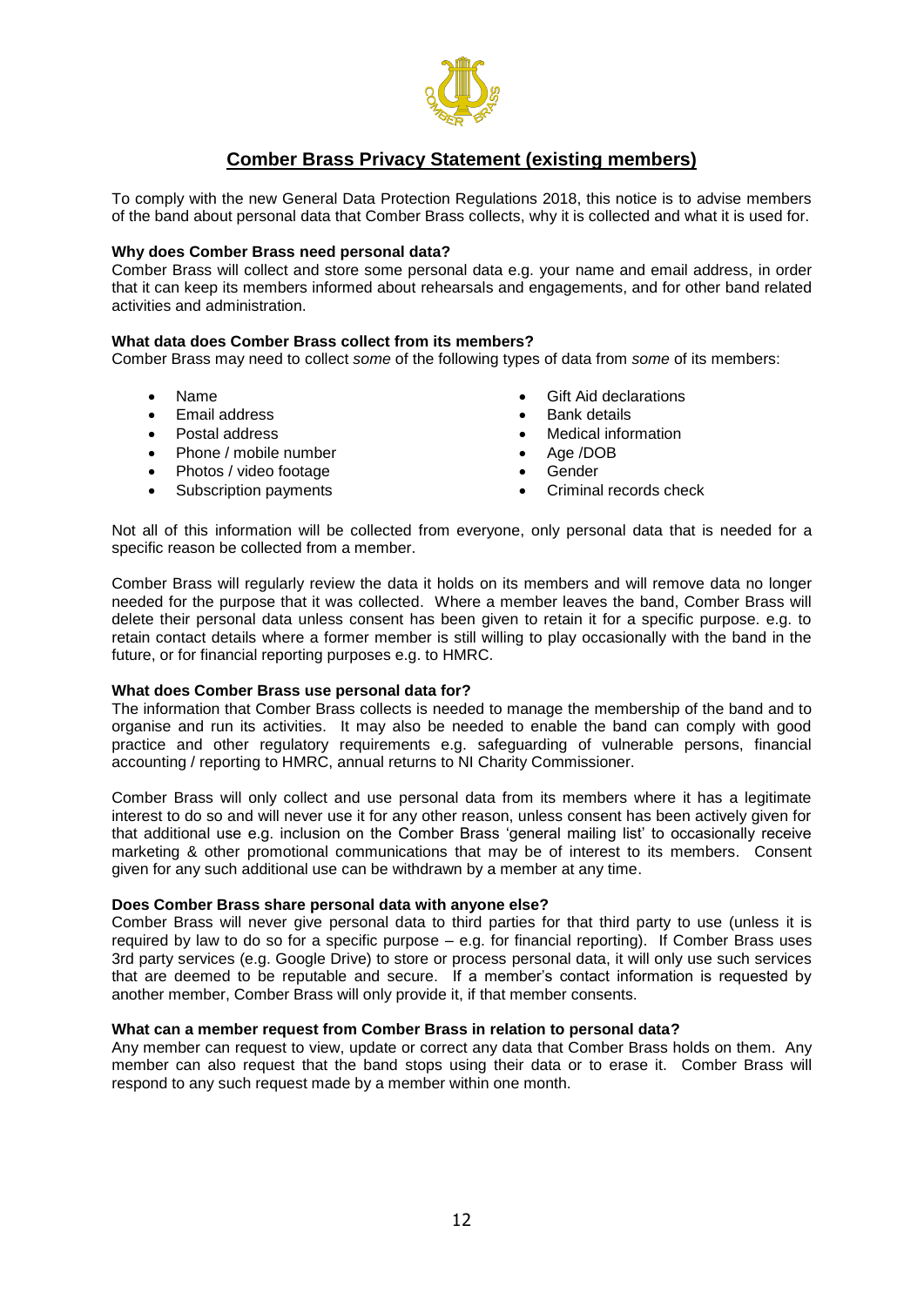## Comber Brass Privacy Statement (existing members)

To comply with the new General Data Protection Regulations 2018, this notice is to advise members of the band about personal data that Comber Brass collects, why it is collected and what it is used for.

**Why does Comber Brass need personal data?**
Comber Brass will collect and store some personal data e.g. your name and email address, in order that it can keep its members informed about rehearsals and engagements, and for other band related activities and administration.

**What data does Comber Brass collect from its members?**
Comber Brass may need to collect *some* of the following types of data from *some* of its members:

- Name
- Email address
- Postal address
- Phone / mobile number
- Photos / video footage
- Subscription payments
- Gift Aid declarations
- Bank details
- Medical information
- Age /DOB
- Gender
- Criminal records check

Not all of this information will be collected from everyone, only personal data that is needed for a specific reason be collected from a member.

Comber Brass will regularly review the data it holds on its members and will remove data no longer needed for the purpose that it was collected. Where a member leaves the band, Comber Brass will delete their personal data unless consent has been given to retain it for a specific purpose. e.g. to retain contact details where a former member is still willing to play occasionally with the band in the future, or for financial reporting purposes e.g. to HMRC.

**What does Comber Brass use personal data for?**
The information that Comber Brass collects is needed to manage the membership of the band and to organise and run its activities. It may also be needed to enable the band can comply with good practice and other regulatory requirements e.g. safeguarding of vulnerable persons, financial accounting / reporting to HMRC, annual returns to NI Charity Commissioner.

Comber Brass will only collect and use personal data from its members where it has a legitimate interest to do so and will never use it for any other reason, unless consent has been actively given for that additional use e.g. inclusion on the Comber Brass 'general mailing list' to occasionally receive marketing & other promotional communications that may be of interest to its members. Consent given for any such additional use can be withdrawn by a member at any time.

**Does Comber Brass share personal data with anyone else?**
Comber Brass will never give personal data to third parties for that third party to use (unless it is required by law to do so for a specific purpose – e.g. for financial reporting). If Comber Brass uses 3rd party services (e.g. Google Drive) to store or process personal data, it will only use such services that are deemed to be reputable and secure. If a member's contact information is requested by another member, Comber Brass will only provide it, if that member consents.

**What can a member request from Comber Brass in relation to personal data?**
Any member can request to view, update or correct any data that Comber Brass holds on them. Any member can also request that the band stops using their data or to erase it. Comber Brass will respond to any such request made by a member within one month.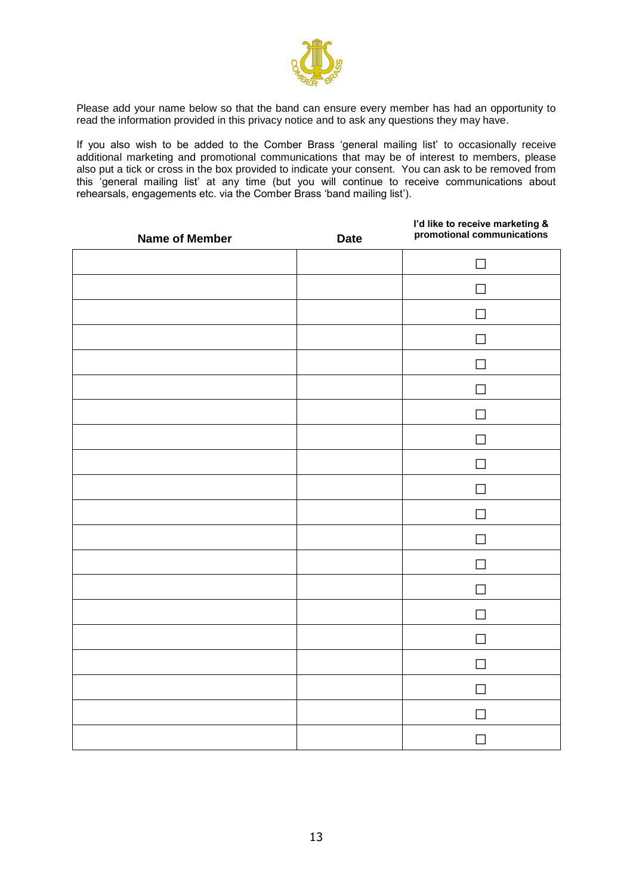Please add your name below so that the band can ensure every member has had an opportunity to read the information provided in this privacy notice and to ask any questions they may have.

If you also wish to be added to the Comber Brass 'general mailing list' to occasionally receive additional marketing and promotional communications that may be of interest to members, please also put a tick or cross in the box provided to indicate your consent. You can ask to be removed from this 'general mailing list' at any time (but you will continue to receive communications about rehearsals, engagements etc. via the Comber Brass 'band mailing list').

| Name of Member | Date | I'd like to receive marketing & promotional communications |
|---|---|---|
| | | ☐ |
| | | ☐ |
| | | ☐ |
| | | ☐ |
| | | ☐ |
| | | ☐ |
| | | ☐ |
| | | ☐ |
| | | ☐ |
| | | ☐ |
| | | ☐ |
| | | ☐ |
| | | ☐ |
| | | ☐ |
| | | ☐ |
| | | ☐ |
| | | ☐ |
| | | ☐ |
| | | ☐ |
| | | ☐ |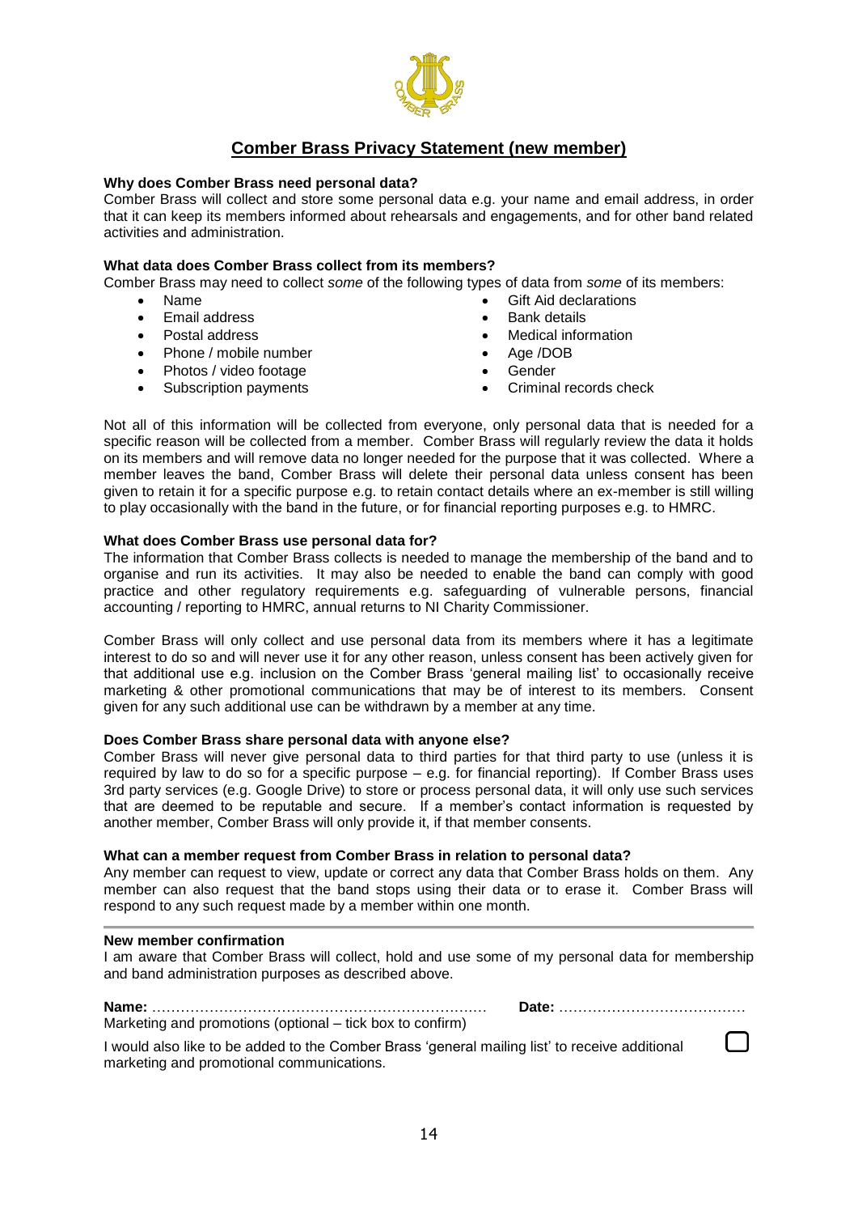## Comber Brass Privacy Statement (new member)

**Why does Comber Brass need personal data?**

Comber Brass will collect and store some personal data e.g. your name and email address, in order that it can keep its members informed about rehearsals and engagements, and for other band related activities and administration.

**What data does Comber Brass collect from its members?**

Comber Brass may need to collect *some* of the following types of data from *some* of its members:

- Name
- Email address
- Postal address
- Phone / mobile number
- Photos / video footage
- Subscription payments
- Gift Aid declarations
- Bank details
- Medical information
- Age /DOB
- Gender
- Criminal records check

Not all of this information will be collected from everyone, only personal data that is needed for a specific reason will be collected from a member. Comber Brass will regularly review the data it holds on its members and will remove data no longer needed for the purpose that it was collected. Where a member leaves the band, Comber Brass will delete their personal data unless consent has been given to retain it for a specific purpose e.g. to retain contact details where an ex-member is still willing to play occasionally with the band in the future, or for financial reporting purposes e.g. to HMRC.

**What does Comber Brass use personal data for?**

The information that Comber Brass collects is needed to manage the membership of the band and to organise and run its activities. It may also be needed to enable the band can comply with good practice and other regulatory requirements e.g. safeguarding of vulnerable persons, financial accounting / reporting to HMRC, annual returns to NI Charity Commissioner.

Comber Brass will only collect and use personal data from its members where it has a legitimate interest to do so and will never use it for any other reason, unless consent has been actively given for that additional use e.g. inclusion on the Comber Brass 'general mailing list' to occasionally receive marketing & other promotional communications that may be of interest to its members. Consent given for any such additional use can be withdrawn by a member at any time.

**Does Comber Brass share personal data with anyone else?**

Comber Brass will never give personal data to third parties for that third party to use (unless it is required by law to do so for a specific purpose – e.g. for financial reporting). If Comber Brass uses 3rd party services (e.g. Google Drive) to store or process personal data, it will only use such services that are deemed to be reputable and secure. If a member's contact information is requested by another member, Comber Brass will only provide it, if that member consents.

**What can a member request from Comber Brass in relation to personal data?**

Any member can request to view, update or correct any data that Comber Brass holds on them. Any member can also request that the band stops using their data or to erase it. Comber Brass will respond to any such request made by a member within one month.

---

**New member confirmation**

I am aware that Comber Brass will collect, hold and use some of my personal data for membership and band administration purposes as described above.

**Name:** …………………………………………………………… **Date:** …………………………………

Marketing and promotions (optional – tick box to confirm)

I would also like to be added to the Comber Brass 'general mailing list' to receive additional marketing and promotional communications. ☐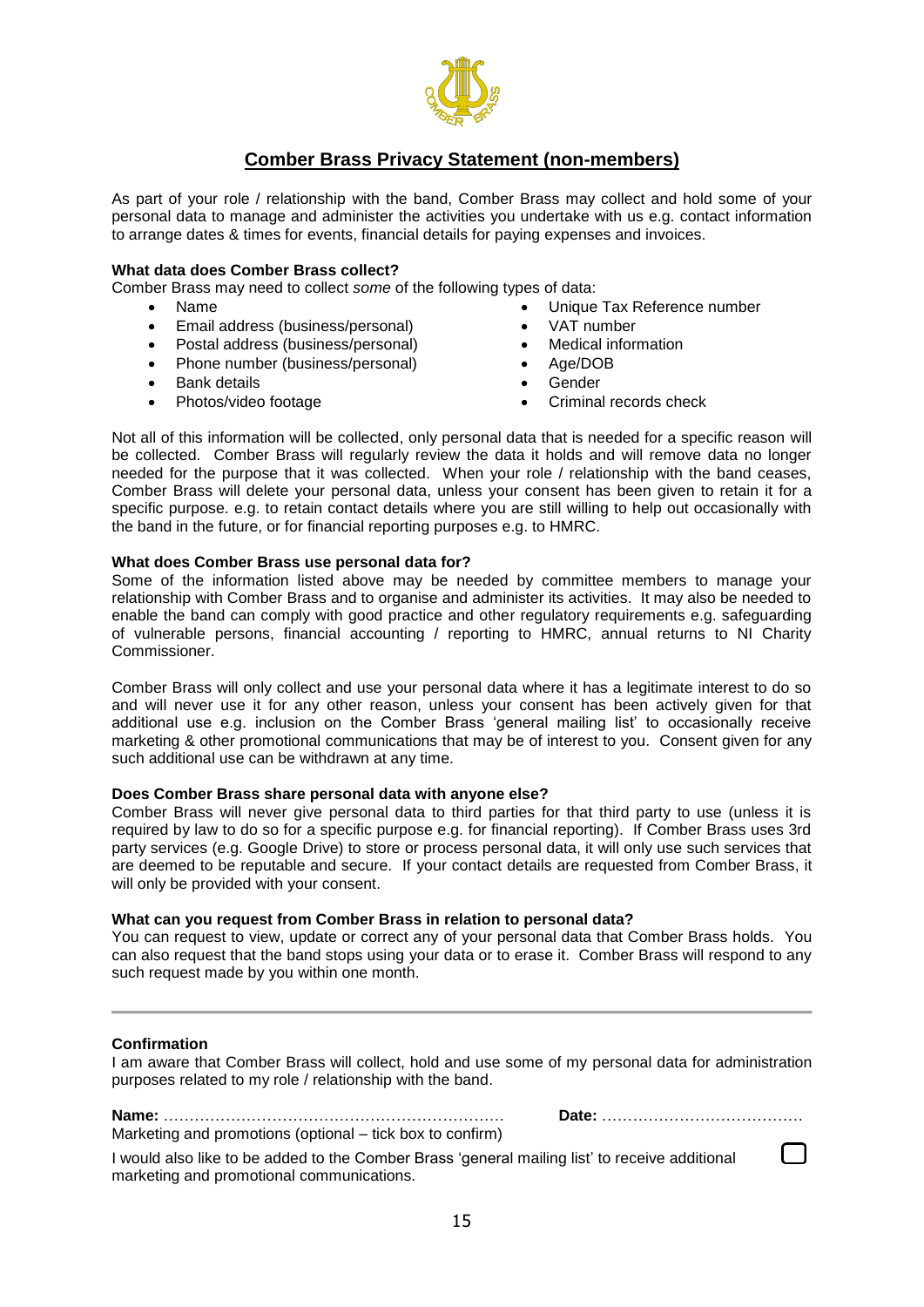## Comber Brass Privacy Statement (non-members)

As part of your role / relationship with the band, Comber Brass may collect and hold some of your personal data to manage and administer the activities you undertake with us e.g. contact information to arrange dates & times for events, financial details for paying expenses and invoices.

**What data does Comber Brass collect?**

Comber Brass may need to collect *some* of the following types of data:

- Name
- Email address (business/personal)
- Postal address (business/personal)
- Phone number (business/personal)
- Bank details
- Photos/video footage
- Unique Tax Reference number
- VAT number
- Medical information
- Age/DOB
- Gender
- Criminal records check

Not all of this information will be collected, only personal data that is needed for a specific reason will be collected. Comber Brass will regularly review the data it holds and will remove data no longer needed for the purpose that it was collected. When your role / relationship with the band ceases, Comber Brass will delete your personal data, unless your consent has been given to retain it for a specific purpose. e.g. to retain contact details where you are still willing to help out occasionally with the band in the future, or for financial reporting purposes e.g. to HMRC.

**What does Comber Brass use personal data for?**

Some of the information listed above may be needed by committee members to manage your relationship with Comber Brass and to organise and administer its activities. It may also be needed to enable the band can comply with good practice and other regulatory requirements e.g. safeguarding of vulnerable persons, financial accounting / reporting to HMRC, annual returns to NI Charity Commissioner.

Comber Brass will only collect and use your personal data where it has a legitimate interest to do so and will never use it for any other reason, unless your consent has been actively given for that additional use e.g. inclusion on the Comber Brass 'general mailing list' to occasionally receive marketing & other promotional communications that may be of interest to you. Consent given for any such additional use can be withdrawn at any time.

**Does Comber Brass share personal data with anyone else?**

Comber Brass will never give personal data to third parties for that third party to use (unless it is required by law to do so for a specific purpose e.g. for financial reporting). If Comber Brass uses 3rd party services (e.g. Google Drive) to store or process personal data, it will only use such services that are deemed to be reputable and secure. If your contact details are requested from Comber Brass, it will only be provided with your consent.

**What can you request from Comber Brass in relation to personal data?**

You can request to view, update or correct any of your personal data that Comber Brass holds. You can also request that the band stops using your data or to erase it. Comber Brass will respond to any such request made by you within one month.

---

**Confirmation**

I am aware that Comber Brass will collect, hold and use some of my personal data for administration purposes related to my role / relationship with the band.

**Name:** ……………………………………………………… **Date:** …………………………………

Marketing and promotions (optional – tick box to confirm)

I would also like to be added to the Comber Brass 'general mailing list' to receive additional marketing and promotional communications. ☐